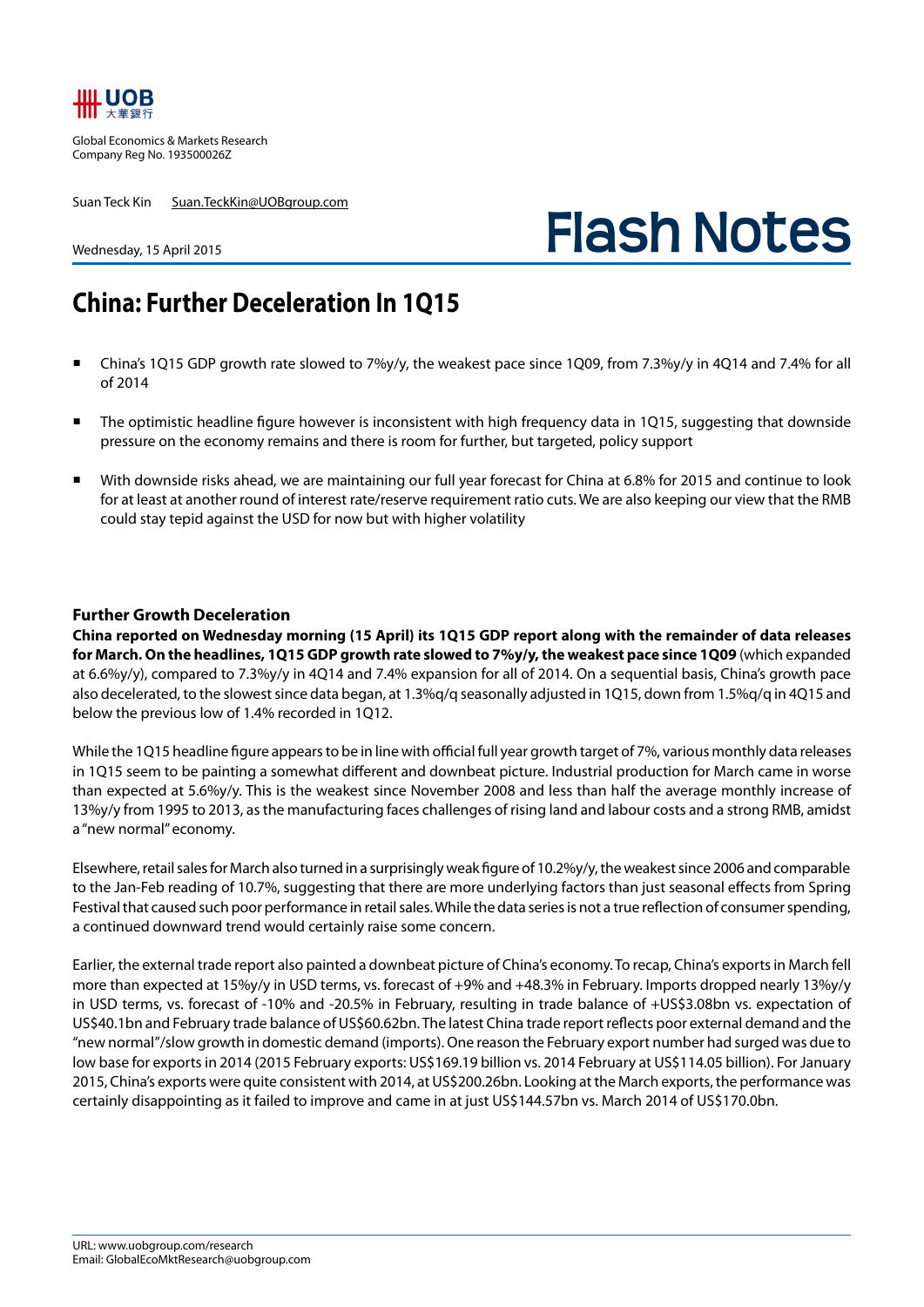UOB 大華銀行

Global Economics & Markets Research
Company Reg No. 193500026Z

Suan Teck Kin Suan.TeckKin@UOBgroup.com

Wednesday, 15 April 2015

# Flash Notes

## China: Further Deceleration In 1Q15

- China's 1Q15 GDP growth rate slowed to 7%y/y, the weakest pace since 1Q09, from 7.3%y/y in 4Q14 and 7.4% for all of 2014
- The optimistic headline figure however is inconsistent with high frequency data in 1Q15, suggesting that downside pressure on the economy remains and there is room for further, but targeted, policy support
- With downside risks ahead, we are maintaining our full year forecast for China at 6.8% for 2015 and continue to look for at least at another round of interest rate/reserve requirement ratio cuts. We are also keeping our view that the RMB could stay tepid against the USD for now but with higher volatility

### Further Growth Deceleration

**China reported on Wednesday morning (15 April) its 1Q15 GDP report along with the remainder of data releases for March. On the headlines, 1Q15 GDP growth rate slowed to 7%y/y, the weakest pace since 1Q09** (which expanded at 6.6%y/y), compared to 7.3%y/y in 4Q14 and 7.4% expansion for all of 2014. On a sequential basis, China's growth pace also decelerated, to the slowest since data began, at 1.3%q/q seasonally adjusted in 1Q15, down from 1.5%q/q in 4Q15 and below the previous low of 1.4% recorded in 1Q12.

While the 1Q15 headline figure appears to be in line with official full year growth target of 7%, various monthly data releases in 1Q15 seem to be painting a somewhat different and downbeat picture. Industrial production for March came in worse than expected at 5.6%y/y. This is the weakest since November 2008 and less than half the average monthly increase of 13%y/y from 1995 to 2013, as the manufacturing faces challenges of rising land and labour costs and a strong RMB, amidst a "new normal" economy.

Elsewhere, retail sales for March also turned in a surprisingly weak figure of 10.2%y/y, the weakest since 2006 and comparable to the Jan-Feb reading of 10.7%, suggesting that there are more underlying factors than just seasonal effects from Spring Festival that caused such poor performance in retail sales. While the data series is not a true reflection of consumer spending, a continued downward trend would certainly raise some concern.

Earlier, the external trade report also painted a downbeat picture of China's economy. To recap, China's exports in March fell more than expected at 15%y/y in USD terms, vs. forecast of +9% and +48.3% in February. Imports dropped nearly 13%y/y in USD terms, vs. forecast of -10% and -20.5% in February, resulting in trade balance of +US$3.08bn vs. expectation of US$40.1bn and February trade balance of US$60.62bn. The latest China trade report reflects poor external demand and the "new normal"/slow growth in domestic demand (imports). One reason the February export number had surged was due to low base for exports in 2014 (2015 February exports: US$169.19 billion vs. 2014 February at US$114.05 billion). For January 2015, China's exports were quite consistent with 2014, at US$200.26bn. Looking at the March exports, the performance was certainly disappointing as it failed to improve and came in at just US$144.57bn vs. March 2014 of US$170.0bn.

URL: www.uobgroup.com/research
Email: GlobalEcoMktResearch@uobgroup.com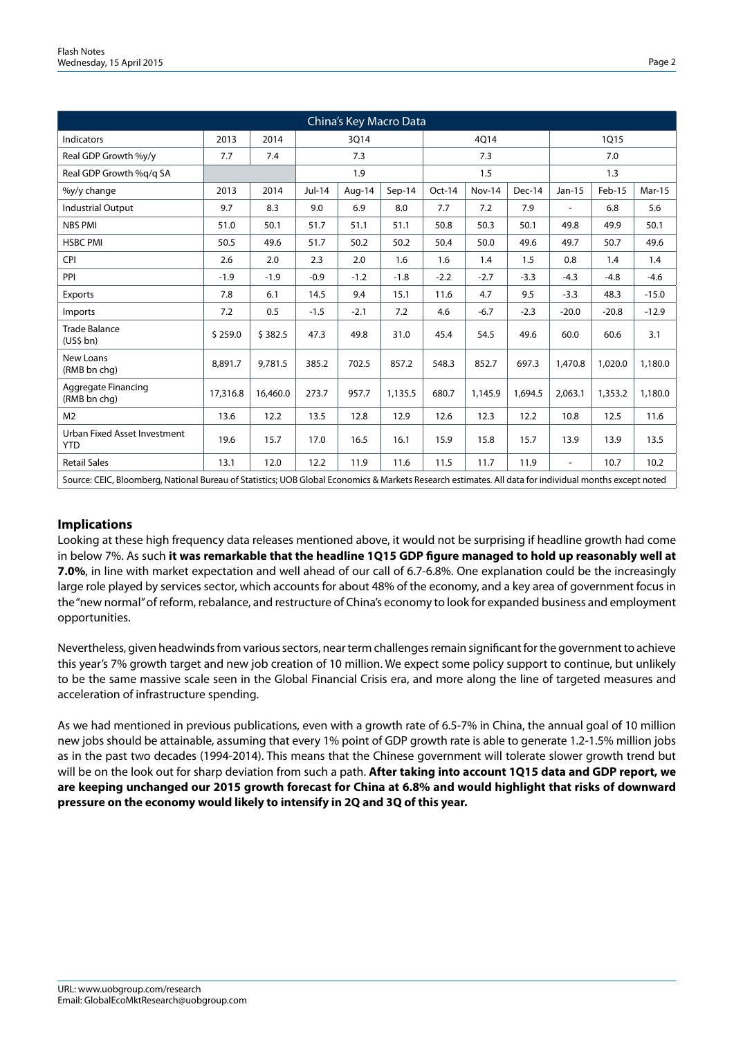| China's Key Macro Data | | | | | | | | | | | |
|---|---|---|---|---|---|---|---|---|---|---|---|
| Indicators | 2013 | 2014 | 3Q14 | | | 4Q14 | | | 1Q15 | | |
| Real GDP Growth %y/y | 7.7 | 7.4 | 7.3 | | | 7.3 | | | 7.0 | | |
| Real GDP Growth %q/q SA | | | 1.9 | | | 1.5 | | | 1.3 | | |
| %y/y change | 2013 | 2014 | Jul-14 | Aug-14 | Sep-14 | Oct-14 | Nov-14 | Dec-14 | Jan-15 | Feb-15 | Mar-15 |
| Industrial Output | 9.7 | 8.3 | 9.0 | 6.9 | 8.0 | 7.7 | 7.2 | 7.9 | - | 6.8 | 5.6 |
| NBS PMI | 51.0 | 50.1 | 51.7 | 51.1 | 51.1 | 50.8 | 50.3 | 50.1 | 49.8 | 49.9 | 50.1 |
| HSBC PMI | 50.5 | 49.6 | 51.7 | 50.2 | 50.2 | 50.4 | 50.0 | 49.6 | 49.7 | 50.7 | 49.6 |
| CPI | 2.6 | 2.0 | 2.3 | 2.0 | 1.6 | 1.6 | 1.4 | 1.5 | 0.8 | 1.4 | 1.4 |
| PPI | -1.9 | -1.9 | -0.9 | -1.2 | -1.8 | -2.2 | -2.7 | -3.3 | -4.3 | -4.8 | -4.6 |
| Exports | 7.8 | 6.1 | 14.5 | 9.4 | 15.1 | 11.6 | 4.7 | 9.5 | -3.3 | 48.3 | -15.0 |
| Imports | 7.2 | 0.5 | -1.5 | -2.1 | 7.2 | 4.6 | -6.7 | -2.3 | -20.0 | -20.8 | -12.9 |
| Trade Balance (US$ bn) | $ 259.0 | $ 382.5 | 47.3 | 49.8 | 31.0 | 45.4 | 54.5 | 49.6 | 60.0 | 60.6 | 3.1 |
| New Loans (RMB bn chg) | 8,891.7 | 9,781.5 | 385.2 | 702.5 | 857.2 | 548.3 | 852.7 | 697.3 | 1,470.8 | 1,020.0 | 1,180.0 |
| Aggregate Financing (RMB bn chg) | 17,316.8 | 16,460.0 | 273.7 | 957.7 | 1,135.5 | 680.7 | 1,145.9 | 1,694.5 | 2,063.1 | 1,353.2 | 1,180.0 |
| M2 | 13.6 | 12.2 | 13.5 | 12.8 | 12.9 | 12.6 | 12.3 | 12.2 | 10.8 | 12.5 | 11.6 |
| Urban Fixed Asset Investment YTD | 19.6 | 15.7 | 17.0 | 16.5 | 16.1 | 15.9 | 15.8 | 15.7 | 13.9 | 13.9 | 13.5 |
| Retail Sales | 13.1 | 12.0 | 12.2 | 11.9 | 11.6 | 11.5 | 11.7 | 11.9 | - | 10.7 | 10.2 |

Source: CEIC, Bloomberg, National Bureau of Statistics; UOB Global Economics & Markets Research estimates. All data for individual months except noted

## Implications

Looking at these high frequency data releases mentioned above, it would not be surprising if headline growth had come in below 7%. As such **it was remarkable that the headline 1Q15 GDP figure managed to hold up reasonably well at 7.0%**, in line with market expectation and well ahead of our call of 6.7-6.8%. One explanation could be the increasingly large role played by services sector, which accounts for about 48% of the economy, and a key area of government focus in the "new normal" of reform, rebalance, and restructure of China's economy to look for expanded business and employment opportunities.

Nevertheless, given headwinds from various sectors, near term challenges remain significant for the government to achieve this year's 7% growth target and new job creation of 10 million. We expect some policy support to continue, but unlikely to be the same massive scale seen in the Global Financial Crisis era, and more along the line of targeted measures and acceleration of infrastructure spending.

As we had mentioned in previous publications, even with a growth rate of 6.5-7% in China, the annual goal of 10 million new jobs should be attainable, assuming that every 1% point of GDP growth rate is able to generate 1.2-1.5% million jobs as in the past two decades (1994-2014). This means that the Chinese government will tolerate slower growth trend but will be on the look out for sharp deviation from such a path. **After taking into account 1Q15 data and GDP report, we are keeping unchanged our 2015 growth forecast for China at 6.8% and would highlight that risks of downward pressure on the economy would likely to intensify in 2Q and 3Q of this year.**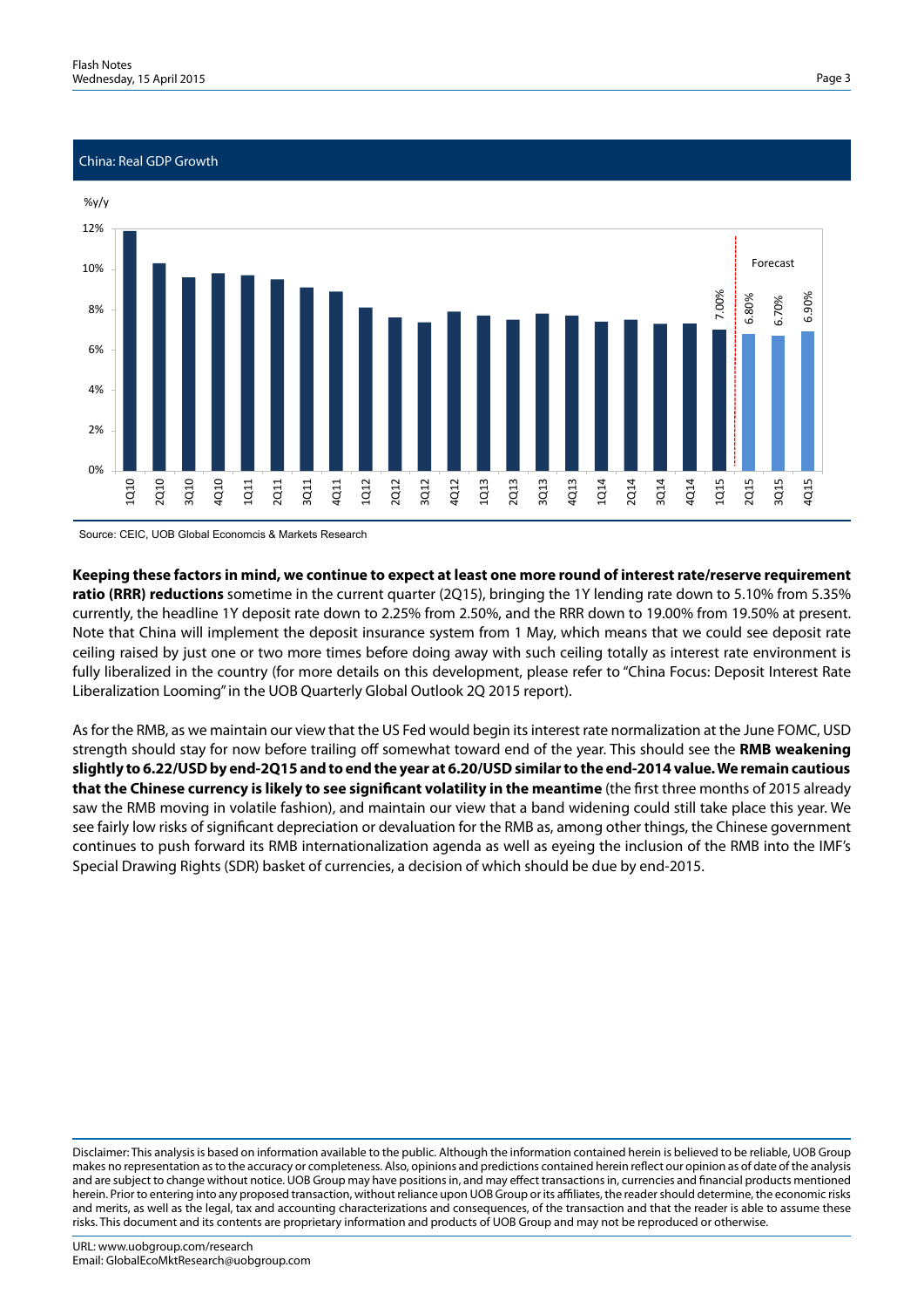China: Real GDP Growth

%y/y

12%
10%
8%
6%
4%
2%
0%

1Q10 2Q10 3Q10 4Q10 1Q11 2Q11 3Q11 4Q11 1Q12 2Q12 3Q12 4Q12 1Q13 2Q13 3Q13 4Q13 1Q14 2Q14 3Q14 4Q14 1Q15 2Q15 3Q15 4Q15

7.00%
6.80%
6.70%
6.90%

Forecast

Source: CEIC, UOB Global Economcis & Markets Research

**Keeping these factors in mind, we continue to expect at least one more round of interest rate/reserve requirement ratio (RRR) reductions** sometime in the current quarter (2Q15), bringing the 1Y lending rate down to 5.10% from 5.35% currently, the headline 1Y deposit rate down to 2.25% from 2.50%, and the RRR down to 19.00% from 19.50% at present. Note that China will implement the deposit insurance system from 1 May, which means that we could see deposit rate ceiling raised by just one or two more times before doing away with such ceiling totally as interest rate environment is fully liberalized in the country (for more details on this development, please refer to "China Focus: Deposit Interest Rate Liberalization Looming" in the UOB Quarterly Global Outlook 2Q 2015 report).

As for the RMB, as we maintain our view that the US Fed would begin its interest rate normalization at the June FOMC, USD strength should stay for now before trailing off somewhat toward end of the year. This should see the **RMB weakening slightly to 6.22/USD by end-2Q15 and to end the year at 6.20/USD similar to the end-2014 value. We remain cautious that the Chinese currency is likely to see significant volatility in the meantime** (the first three months of 2015 already saw the RMB moving in volatile fashion), and maintain our view that a band widening could still take place this year. We see fairly low risks of significant depreciation or devaluation for the RMB as, among other things, the Chinese government continues to push forward its RMB internationalization agenda as well as eyeing the inclusion of the RMB into the IMF's Special Drawing Rights (SDR) basket of currencies, a decision of which should be due by end-2015.

Disclaimer: This analysis is based on information available to the public. Although the information contained herein is believed to be reliable, UOB Group makes no representation as to the accuracy or completeness. Also, opinions and predictions contained herein reflect our opinion as of date of the analysis and are subject to change without notice. UOB Group may have positions in, and may effect transactions in, currencies and financial products mentioned herein. Prior to entering into any proposed transaction, without reliance upon UOB Group or its affiliates, the reader should determine, the economic risks and merits, as well as the legal, tax and accounting characterizations and consequences, of the transaction and that the reader is able to assume these risks. This document and its contents are proprietary information and products of UOB Group and may not be reproduced or otherwise.

URL: www.uobgroup.com/research
Email: GlobalEcoMktResearch@uobgroup.com